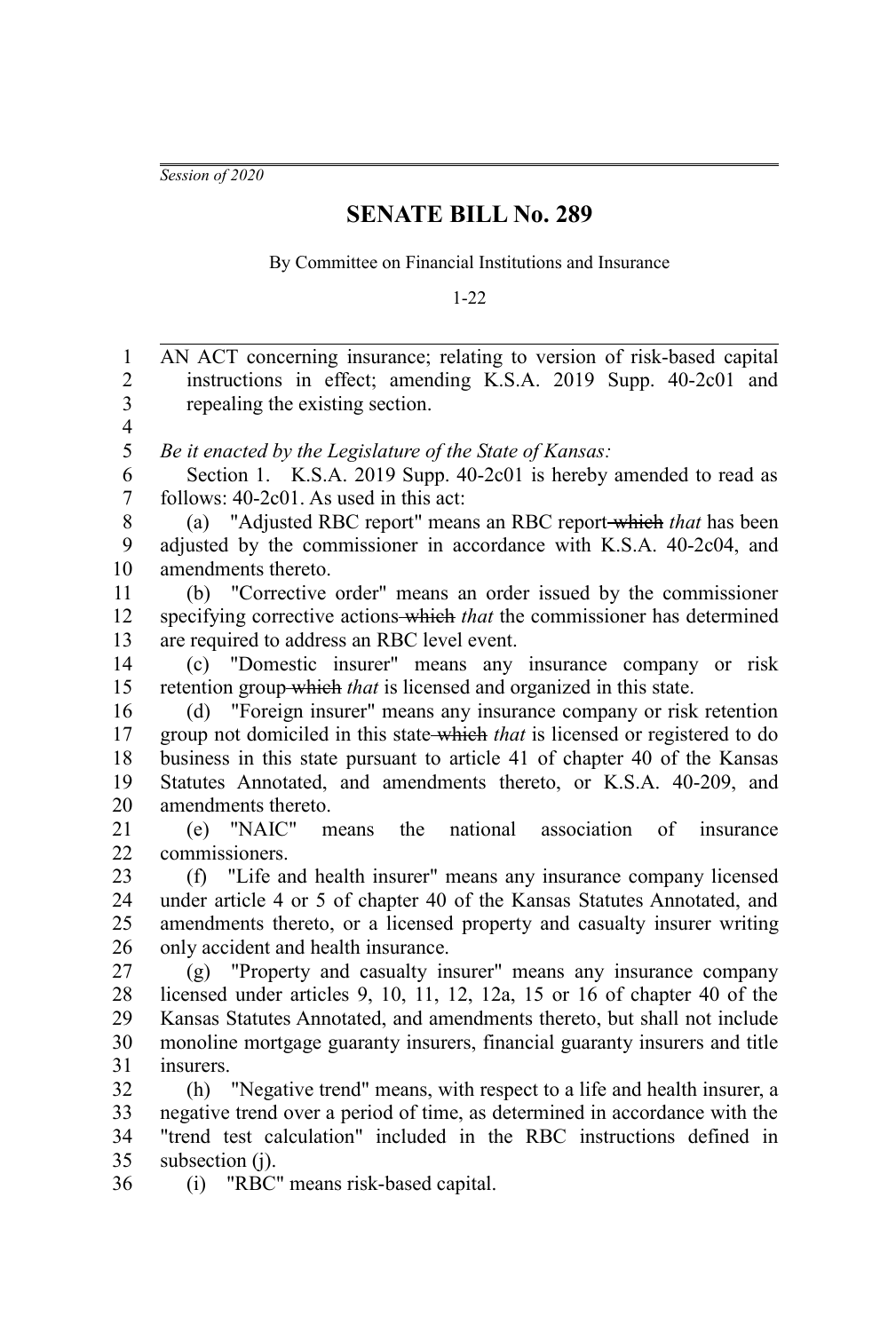*Session of 2020*

# SENATE BILL No. 289

By Committee on Financial Institutions and Insurance

1-22

AN ACT concerning insurance; relating to version of risk-based capital instructions in effect; amending K.S.A. 2019 Supp. 40-2c01 and repealing the existing section.

*Be it enacted by the Legislature of the State of Kansas:*

Section 1. K.S.A. 2019 Supp. 40-2c01 is hereby amended to read as follows: 40-2c01. As used in this act:

(a) "Adjusted RBC report" means an RBC report ~~which~~ *that* has been adjusted by the commissioner in accordance with K.S.A. 40-2c04, and amendments thereto.

(b) "Corrective order" means an order issued by the commissioner specifying corrective actions ~~which~~ *that* the commissioner has determined are required to address an RBC level event.

(c) "Domestic insurer" means any insurance company or risk retention group ~~which~~ *that* is licensed and organized in this state.

(d) "Foreign insurer" means any insurance company or risk retention group not domiciled in this state ~~which~~ *that* is licensed or registered to do business in this state pursuant to article 41 of chapter 40 of the Kansas Statutes Annotated, and amendments thereto, or K.S.A. 40-209, and amendments thereto.

(e) "NAIC" means the national association of insurance commissioners.

(f) "Life and health insurer" means any insurance company licensed under article 4 or 5 of chapter 40 of the Kansas Statutes Annotated, and amendments thereto, or a licensed property and casualty insurer writing only accident and health insurance.

(g) "Property and casualty insurer" means any insurance company licensed under articles 9, 10, 11, 12, 12a, 15 or 16 of chapter 40 of the Kansas Statutes Annotated, and amendments thereto, but shall not include monoline mortgage guaranty insurers, financial guaranty insurers and title insurers.

(h) "Negative trend" means, with respect to a life and health insurer, a negative trend over a period of time, as determined in accordance with the "trend test calculation" included in the RBC instructions defined in subsection (j).

(i) "RBC" means risk-based capital.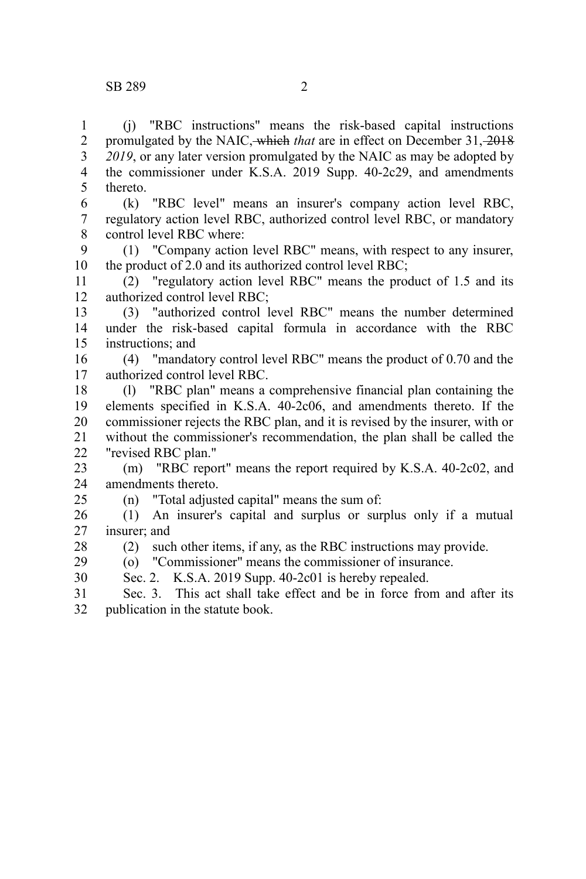(j) "RBC instructions" means the risk-based capital instructions promulgated by the NAIC, ~~which~~ *that* are in effect on December 31, ~~2018~~ *2019*, or any later version promulgated by the NAIC as may be adopted by the commissioner under K.S.A. 2019 Supp. 40-2c29, and amendments thereto.

(k) "RBC level" means an insurer's company action level RBC, regulatory action level RBC, authorized control level RBC, or mandatory control level RBC where:

(1) "Company action level RBC" means, with respect to any insurer, the product of 2.0 and its authorized control level RBC;

(2) "regulatory action level RBC" means the product of 1.5 and its authorized control level RBC;

(3) "authorized control level RBC" means the number determined under the risk-based capital formula in accordance with the RBC instructions; and

(4) "mandatory control level RBC" means the product of 0.70 and the authorized control level RBC.

(l) "RBC plan" means a comprehensive financial plan containing the elements specified in K.S.A. 40-2c06, and amendments thereto. If the commissioner rejects the RBC plan, and it is revised by the insurer, with or without the commissioner's recommendation, the plan shall be called the "revised RBC plan."

(m) "RBC report" means the report required by K.S.A. 40-2c02, and amendments thereto.

(n) "Total adjusted capital" means the sum of:

(1) An insurer's capital and surplus or surplus only if a mutual insurer; and

(2) such other items, if any, as the RBC instructions may provide.

(o) "Commissioner" means the commissioner of insurance.

Sec. 2. K.S.A. 2019 Supp. 40-2c01 is hereby repealed.

Sec. 3. This act shall take effect and be in force from and after its publication in the statute book.